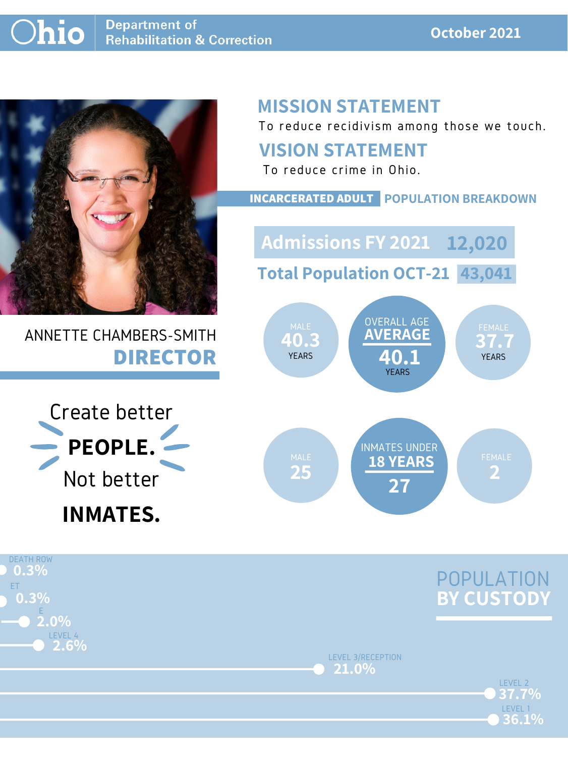# Ohio Department of Rehabilitation & Correction

October 2021

ANNETTE CHAMBERS-SMITH
**DIRECTOR**

Create better **PEOPLE.** Not better **INMATES.**

## MISSION STATEMENT

To reduce recidivism among those we touch.

## VISION STATEMENT

To reduce crime in Ohio.

## INCARCERATED ADULT POPULATION BREAKDOWN

**Admissions FY 2021** 12,020

**Total Population OCT-21** 43,041

| | Male | Overall | Female |
|---|---|---|---|
| Age Average | 40.3 years | 40.1 years | 37.7 years |
| Inmates Under 18 Years | 25 | 27 | 2 |

## POPULATION BY CUSTODY

| Custody | Percent |
|---|---|
| DEATH ROW | 0.3% |
| ET | 0.3% |
| E | 2.0% |
| LEVEL 4 | 2.6% |
| LEVEL 3/RECEPTION | 21.0% |
| LEVEL 2 | 37.7% |
| LEVEL 1 | 36.1% |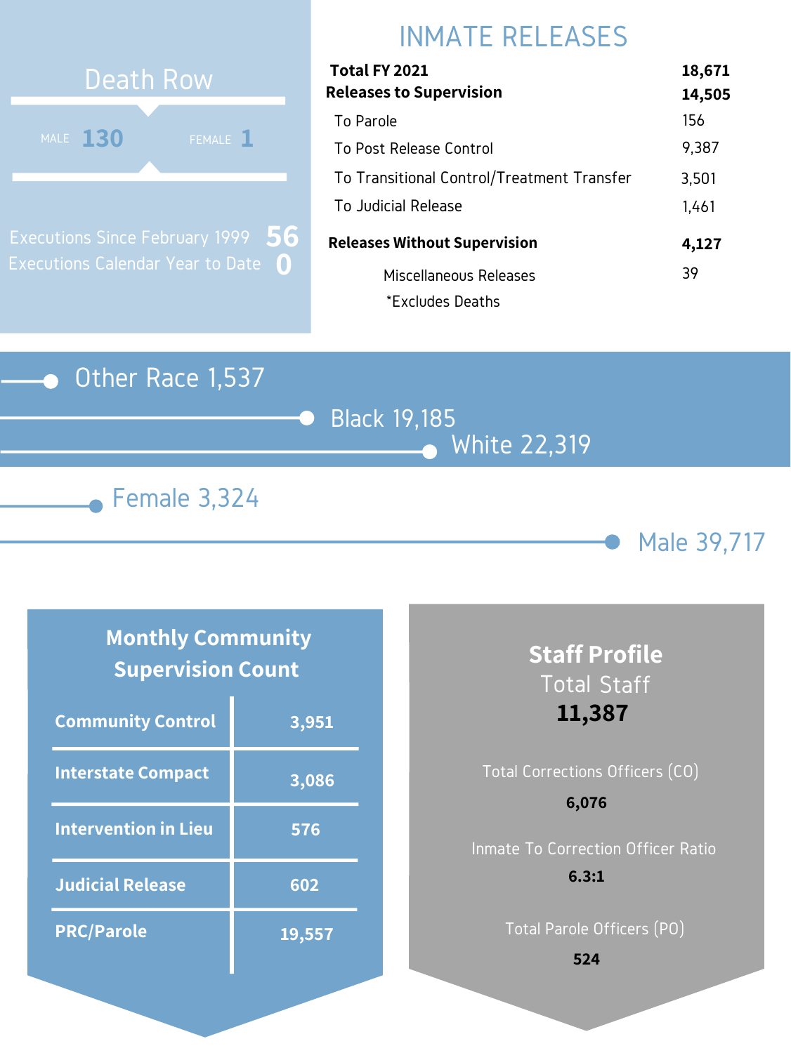## Death Row

| MALE | FEMALE |
| --- | --- |
| 130 | 1 |

Executions Since February 1999 **56**

Executions Calendar Year to Date **0**

## INMATE RELEASES

| | |
| --- | --- |
| **Total FY 2021** | **18,671** |
| **Releases to Supervision** | **14,505** |
| To Parole | 156 |
| To Post Release Control | 9,387 |
| To Transitional Control/Treatment Transfer | 3,501 |
| To Judicial Release | 1,461 |
| **Releases Without Supervision** | **4,127** |
| Miscellaneous Releases | 39 |

*Excludes Deaths

Other Race 1,537

Black 19,185

White 22,319

Female 3,324

Male 39,717

## Monthly Community Supervision Count

| | |
| --- | --- |
| **Community Control** | **3,951** |
| **Interstate Compact** | **3,086** |
| **Intervention in Lieu** | **576** |
| **Judicial Release** | **602** |
| **PRC/Parole** | **19,557** |

## Staff Profile

Total Staff

**11,387**

Total Corrections Officers (CO)

**6,076**

Inmate To Correction Officer Ratio

**6.3:1**

Total Parole Officers (PO)

**524**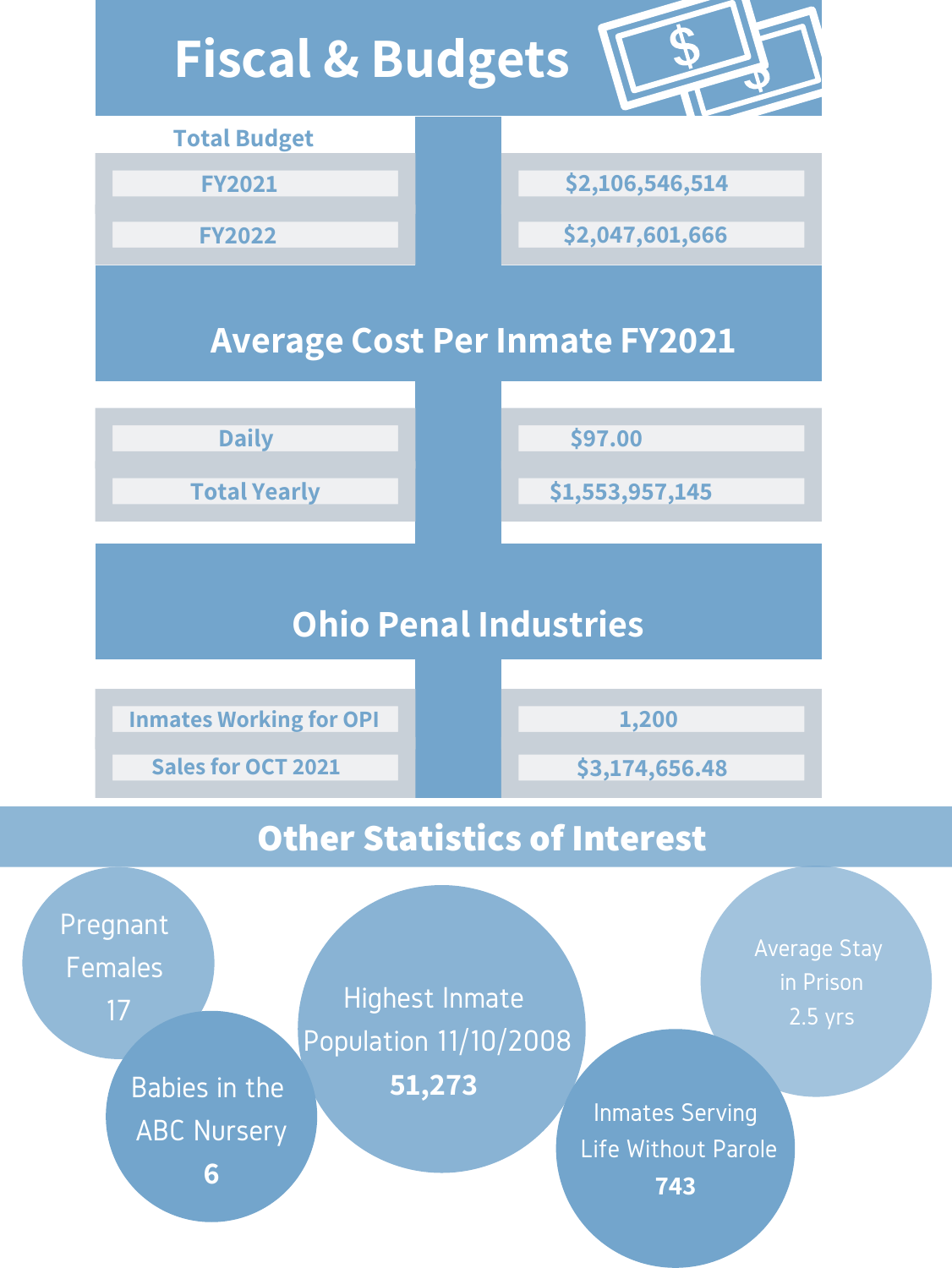# Fiscal & Budgets

## Total Budget

| | |
|---|---|
| FY2021 | $2,106,546,514 |
| FY2022 | $2,047,601,666 |

## Average Cost Per Inmate FY2021

| | |
|---|---|
| Daily | $97.00 |
| Total Yearly | $1,553,957,145 |

## Ohio Penal Industries

| | |
|---|---|
| Inmates Working for OPI | 1,200 |
| Sales for OCT 2021 | $3,174,656.48 |

## Other Statistics of Interest

Pregnant Females 17

Babies in the ABC Nursery **6**

Highest Inmate Population 11/10/2008 **51,273**

Inmates Serving Life Without Parole **743**

Average Stay in Prison 2.5 yrs